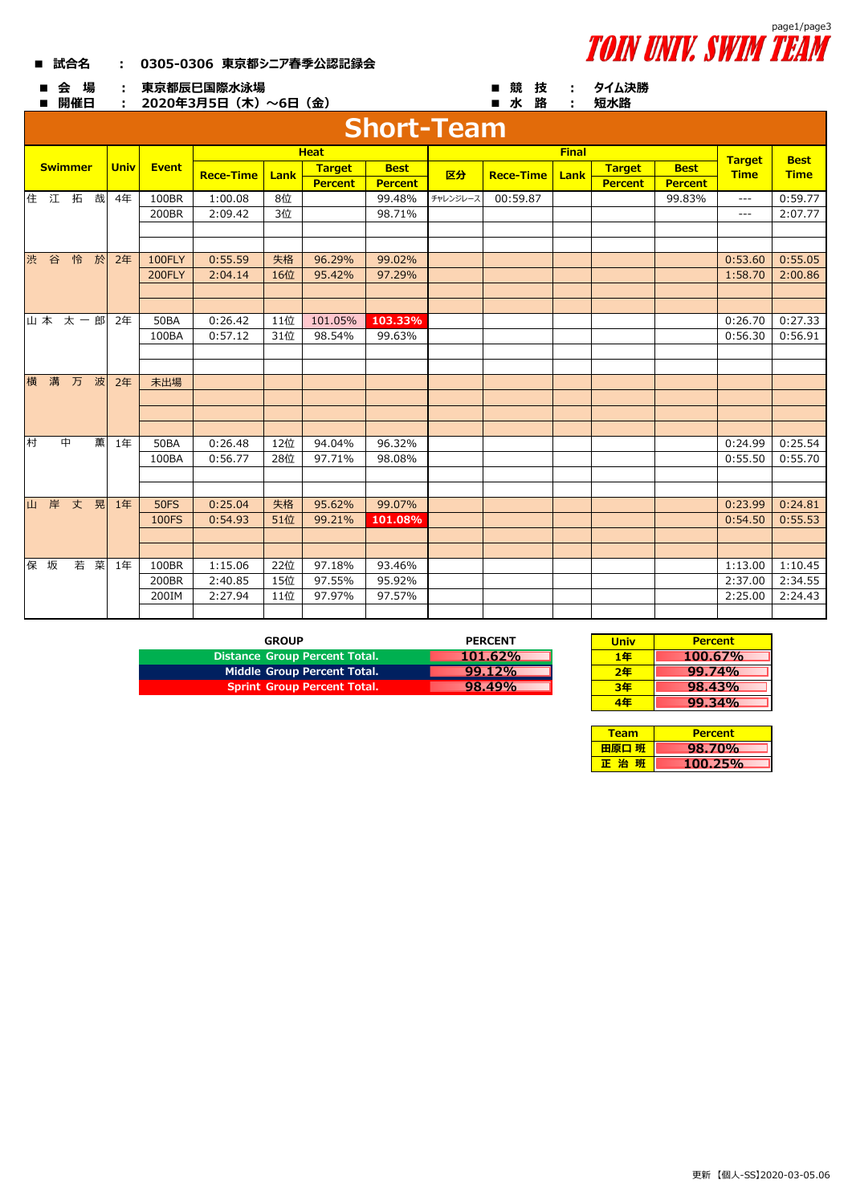# TOIN UNIV. SWIM TEAM

■ 試合名 : 0305-0306 東京都シニア春季公認記録会

■ 会 場 : 東京都辰巳国際水泳場 　　■ 競 技 : タイム決勝

■ 開催日 : 2020年3月5日（木）～6日（金） 　　■ 水 路 : 短水路

## Short-Team

| Swimmer | Univ | Event | Heat | | | | Final | | | | | Target Time | Best Time |
|---|---|---|---|---|---|---|---|---|---|---|---|---|---|
| | | | Rece-Time | Lank | Target Percent | Best Percent | 区分 | Rece-Time | Lank | Target Percent | Best Percent | | |
| 住 江 拓 哉 | 4年 | 100BR | 1:00.08 | 8位 | | 99.48% | チャレンジレース | 00:59.87 | | | 99.83% | --- | 0:59.77 |
| | | 200BR | 2:09.42 | 3位 | | 98.71% | | | | | | --- | 2:07.77 |
| 渋 谷 怜 於 | 2年 | 100FLY | 0:55.59 | 失格 | 96.29% | 99.02% | | | | | | 0:53.60 | 0:55.05 |
| | | 200FLY | 2:04.14 | 16位 | 95.42% | 97.29% | | | | | | 1:58.70 | 2:00.86 |
| 山本 太一郎 | 2年 | 50BA | 0:26.42 | 11位 | 101.05% | 103.33% | | | | | | 0:26.70 | 0:27.33 |
| | | 100BA | 0:57.12 | 31位 | 98.54% | 99.63% | | | | | | 0:56.30 | 0:56.91 |
| 横 溝 万 波 | 2年 | 未出場 | | | | | | | | | | | |
| 村 中 薫 | 1年 | 50BA | 0:26.48 | 12位 | 94.04% | 96.32% | | | | | | 0:24.99 | 0:25.54 |
| | | 100BA | 0:56.77 | 28位 | 97.71% | 98.08% | | | | | | 0:55.50 | 0:55.70 |
| 山 岸 丈 晃 | 1年 | 50FS | 0:25.04 | 失格 | 95.62% | 99.07% | | | | | | 0:23.99 | 0:24.81 |
| | | 100FS | 0:54.93 | 51位 | 99.21% | 101.08% | | | | | | 0:54.50 | 0:55.53 |
| 保 坂 若 菜 | 1年 | 100BR | 1:15.06 | 22位 | 97.18% | 93.46% | | | | | | 1:13.00 | 1:10.45 |
| | | 200BR | 2:40.85 | 15位 | 97.55% | 95.92% | | | | | | 2:37.00 | 2:34.55 |
| | | 200IM | 2:27.94 | 11位 | 97.97% | 97.57% | | | | | | 2:25.00 | 2:24.43 |

| GROUP | PERCENT |
|---|---|
| Distance Group Percent Total. | 101.62% |
| Middle Group Percent Total. | 99.12% |
| Sprint Group Percent Total. | 98.49% |

| Univ | Percent |
|---|---|
| 1年 | 100.67% |
| 2年 | 99.74% |
| 3年 | 98.43% |
| 4年 | 99.34% |

| Team | Percent |
|---|---|
| 田原口 班 | 98.70% |
| 正 治 班 | 100.25% |

更新【個人-SS】2020-03-05.06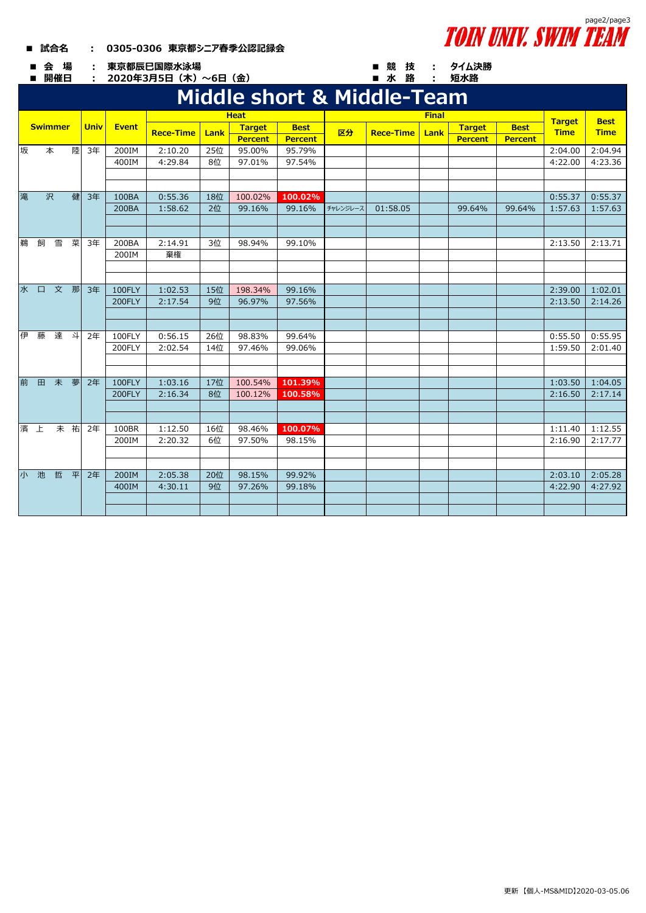- **試合名** ： 0305-0306 東京都シニア春季公認記録会
- **会 場** ： 東京都辰巳国際水泳場
- **開催日** ： 2020年3月5日（木）～6日（金）
- **競 技** ： タイム決勝
- **水 路** ： 短水路

# Middle short & Middle-Team

| Swimmer | Univ | Event | Heat | | | | Final | | | | | Target Time | Best Time |
|---|---|---|---|---|---|---|---|---|---|---|---|---|---|
| | | | Rece-Time | Lank | Target Percent | Best Percent | 区分 | Rece-Time | Lank | Target Percent | Best Percent | | |
| 坂 本 陸 | 3年 | 200IM | 2:10.20 | 25位 | 95.00% | 95.79% | | | | | | 2:04.00 | 2:04.94 |
| | | 400IM | 4:29.84 | 8位 | 97.01% | 97.54% | | | | | | 4:22.00 | 4:23.36 |
| 滝 沢 健 | 3年 | 100BA | 0:55.36 | 18位 | 100.02% | 100.02% | | | | | | 0:55.37 | 0:55.37 |
| | | 200BA | 1:58.62 | 2位 | 99.16% | 99.16% | ﾁｬﾚﾝｼﾞﾚｰｽ | 01:58.05 | | 99.64% | 99.64% | 1:57.63 | 1:57.63 |
| 鵜 飼 雪 菜 | 3年 | 200BA | 2:14.91 | 3位 | 98.94% | 99.10% | | | | | | 2:13.50 | 2:13.71 |
| | | 200IM | 棄権 | | | | | | | | | | |
| 水 口 文 那 | 3年 | 100FLY | 1:02.53 | 15位 | 198.34% | 99.16% | | | | | | 2:39.00 | 1:02.01 |
| | | 200FLY | 2:17.54 | 9位 | 96.97% | 97.56% | | | | | | 2:13.50 | 2:14.26 |
| 伊 藤 達 斗 | 2年 | 100FLY | 0:56.15 | 26位 | 98.83% | 99.64% | | | | | | 0:55.50 | 0:55.95 |
| | | 200FLY | 2:02.54 | 14位 | 97.46% | 99.06% | | | | | | 1:59.50 | 2:01.40 |
| 前 田 未 夢 | 2年 | 100FLY | 1:03.16 | 17位 | 100.54% | 101.39% | | | | | | 1:03.50 | 1:04.05 |
| | | 200FLY | 2:16.34 | 8位 | 100.12% | 100.58% | | | | | | 2:16.50 | 2:17.14 |
| 濱 上 未 祐 | 2年 | 100BR | 1:12.50 | 16位 | 98.46% | 100.07% | | | | | | 1:11.40 | 1:12.55 |
| | | 200IM | 2:20.32 | 6位 | 97.50% | 98.15% | | | | | | 2:16.90 | 2:17.77 |
| 小 池 哲 平 | 2年 | 200IM | 2:05.38 | 20位 | 98.15% | 99.92% | | | | | | 2:03.10 | 2:05.28 |
| | | 400IM | 4:30.11 | 9位 | 97.26% | 99.18% | | | | | | 4:22.90 | 4:27.92 |

更新【個人-MS&MID】2020-03-05.06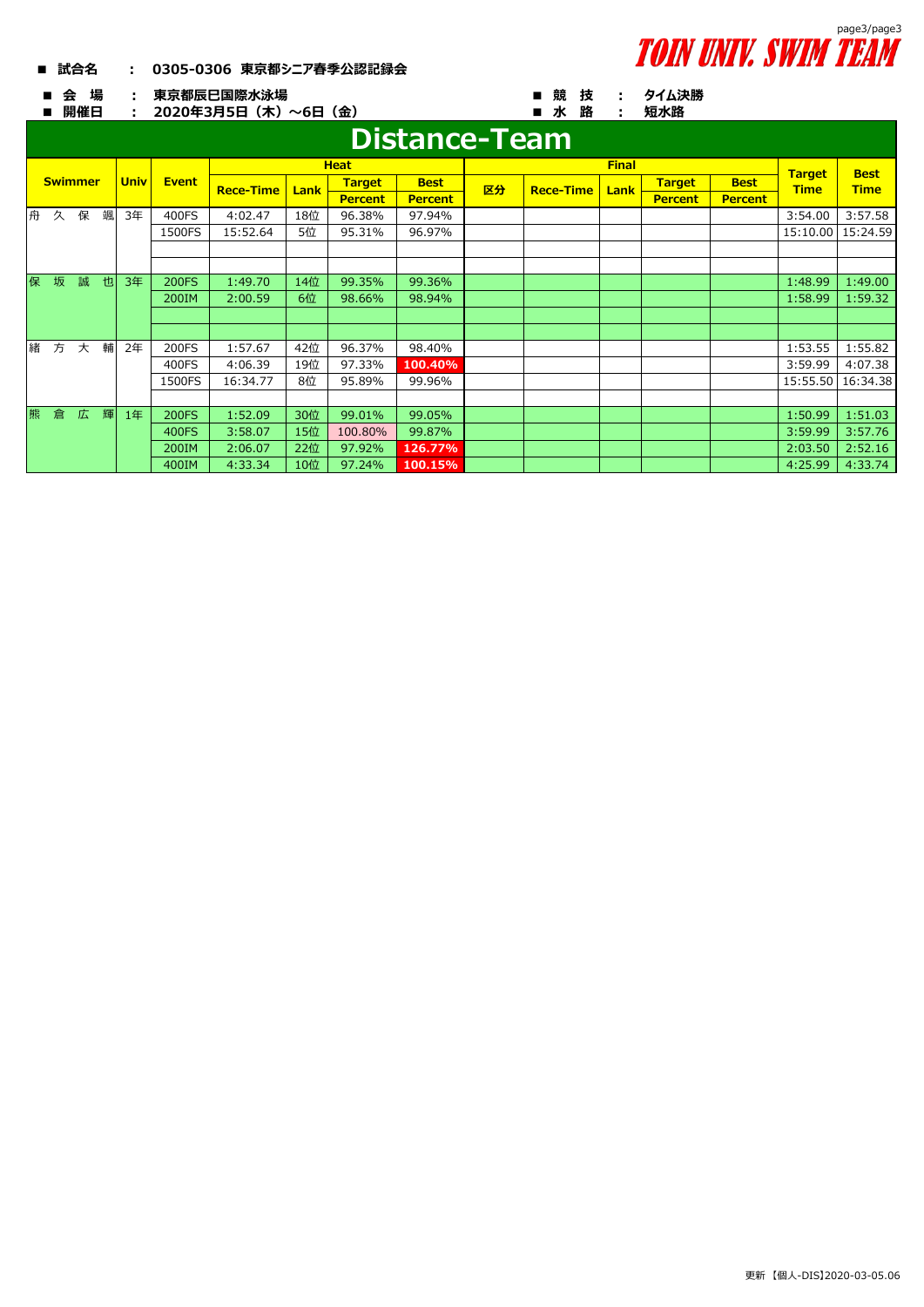**TOIN UNIV. SWIM TEAM**

■ **試合名** ： **0305-0306 東京都シニア春季公認記録会**

■ **会　場** ： **東京都辰巳国際水泳場**

■ **開催日** ： **2020年3月5日（木）～6日（金）**

■ **競　技** ： **タイム決勝**

■ **水　路** ： **短水路**

# Distance-Team

| Swimmer | Univ | Event | Heat | | | | Final | | | | | Target Time | Best Time |
|---|---|---|---|---|---|---|---|---|---|---|---|---|---|
| | | | Rece-Time | Lank | Target Percent | Best Percent | 区分 | Rece-Time | Lank | Target Percent | Best Percent | | |
| 舟久保颯 | 3年 | 400FS | 4:02.47 | 18位 | 96.38% | 97.94% | | | | | | 3:54.00 | 3:57.58 |
| | | 1500FS | 15:52.64 | 5位 | 95.31% | 96.97% | | | | | | 15:10.00 | 15:24.59 |
| | | | | | | | | | | | | | |
| | | | | | | | | | | | | | |
| 保坂誠也 | 3年 | 200FS | 1:49.70 | 14位 | 99.35% | 99.36% | | | | | | 1:48.99 | 1:49.00 |
| | | 200IM | 2:00.59 | 6位 | 98.66% | 98.94% | | | | | | 1:58.99 | 1:59.32 |
| | | | | | | | | | | | | | |
| | | | | | | | | | | | | | |
| 緒方大輔 | 2年 | 200FS | 1:57.67 | 42位 | 96.37% | 98.40% | | | | | | 1:53.55 | 1:55.82 |
| | | 400FS | 4:06.39 | 19位 | 97.33% | 100.40% | | | | | | 3:59.99 | 4:07.38 |
| | | 1500FS | 16:34.77 | 8位 | 95.89% | 99.96% | | | | | | 15:55.50 | 16:34.38 |
| | | | | | | | | | | | | | |
| 熊倉広輝 | 1年 | 200FS | 1:52.09 | 30位 | 99.01% | 99.05% | | | | | | 1:50.99 | 1:51.03 |
| | | 400FS | 3:58.07 | 15位 | 100.80% | 99.87% | | | | | | 3:59.99 | 3:57.76 |
| | | 200IM | 2:06.07 | 22位 | 97.92% | 126.77% | | | | | | 2:03.50 | 2:52.16 |
| | | 400IM | 4:33.34 | 10位 | 97.24% | 100.15% | | | | | | 4:25.99 | 4:33.74 |

更新【個人-DIS】2020-03-05.06